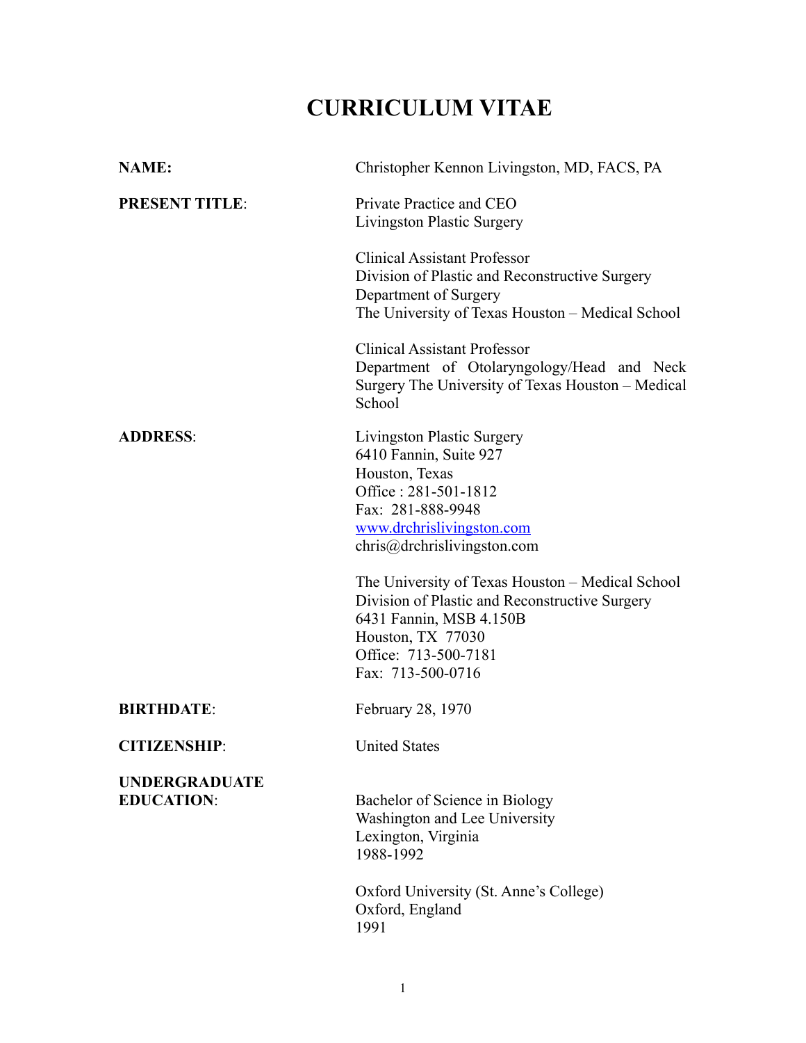# CURRICULUM VITAE

| | |
|---|---|
| **NAME:** | Christopher Kennon Livingston, MD, FACS, PA |
| **PRESENT TITLE**: | Private Practice and CEO<br>Livingston Plastic Surgery<br><br>Clinical Assistant Professor<br>Division of Plastic and Reconstructive Surgery<br>Department of Surgery<br>The University of Texas Houston – Medical School<br><br>Clinical Assistant Professor<br>Department of Otolaryngology/Head and Neck Surgery The University of Texas Houston – Medical School |
| **ADDRESS**: | Livingston Plastic Surgery<br>6410 Fannin, Suite 927<br>Houston, Texas<br>Office : 281-501-1812<br>Fax: 281-888-9948<br>www.drchrislivingston.com<br>chris@drchrislivingston.com<br><br>The University of Texas Houston – Medical School<br>Division of Plastic and Reconstructive Surgery<br>6431 Fannin, MSB 4.150B<br>Houston, TX 77030<br>Office: 713-500-7181<br>Fax: 713-500-0716 |
| **BIRTHDATE**: | February 28, 1970 |
| **CITIZENSHIP**: | United States |
| **UNDERGRADUATE EDUCATION**: | Bachelor of Science in Biology<br>Washington and Lee University<br>Lexington, Virginia<br>1988-1992<br><br>Oxford University (St. Anne's College)<br>Oxford, England<br>1991 |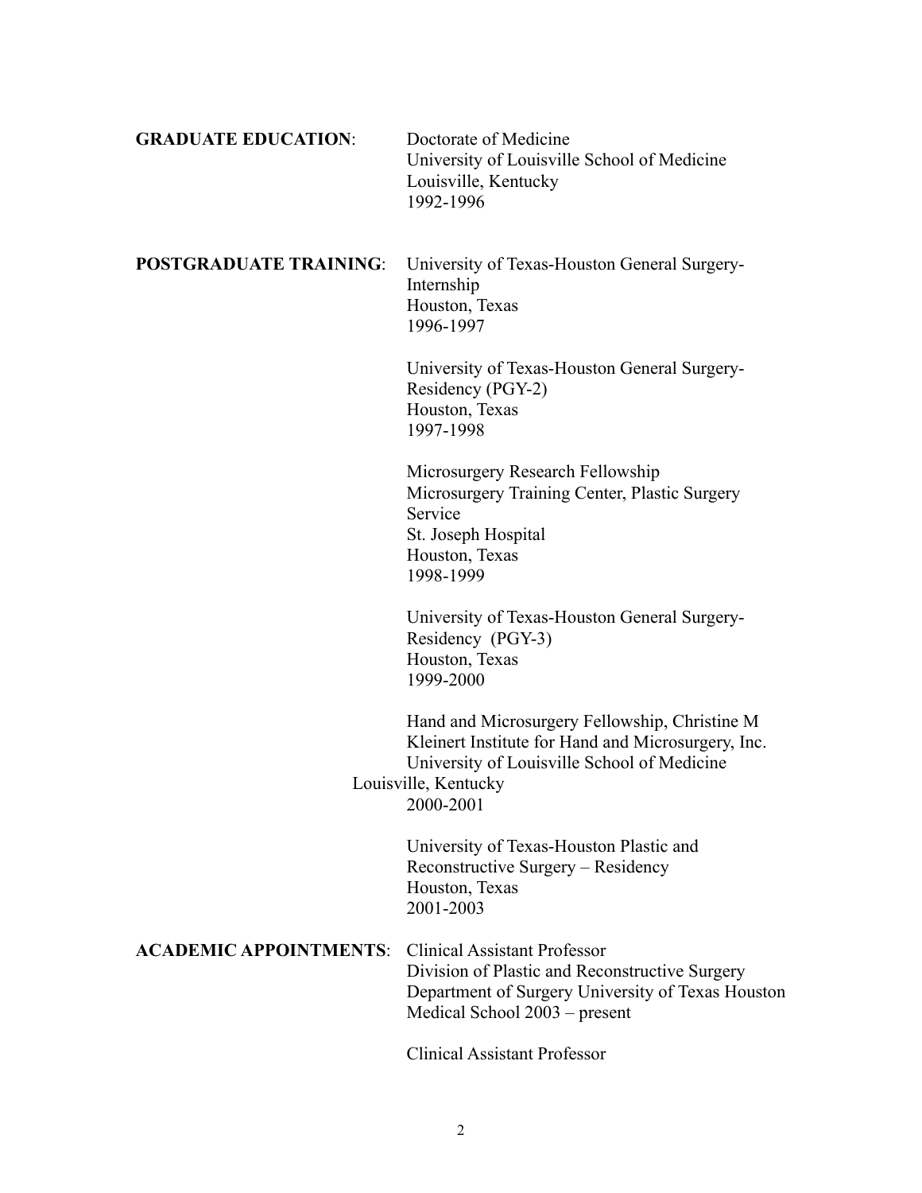**GRADUATE EDUCATION**:

Doctorate of Medicine
University of Louisville School of Medicine
Louisville, Kentucky
1992-1996

**POSTGRADUATE TRAINING**:

University of Texas-Houston General Surgery-Internship
Houston, Texas
1996-1997

University of Texas-Houston General Surgery-Residency (PGY-2)
Houston, Texas
1997-1998

Microsurgery Research Fellowship
Microsurgery Training Center, Plastic Surgery Service
St. Joseph Hospital
Houston, Texas
1998-1999

University of Texas-Houston General Surgery-Residency (PGY-3)
Houston, Texas
1999-2000

Hand and Microsurgery Fellowship, Christine M Kleinert Institute for Hand and Microsurgery, Inc.
University of Louisville School of Medicine
Louisville, Kentucky
2000-2001

University of Texas-Houston Plastic and Reconstructive Surgery – Residency
Houston, Texas
2001-2003

**ACADEMIC APPOINTMENTS**:

Clinical Assistant Professor
Division of Plastic and Reconstructive Surgery
Department of Surgery University of Texas Houston Medical School 2003 – present

Clinical Assistant Professor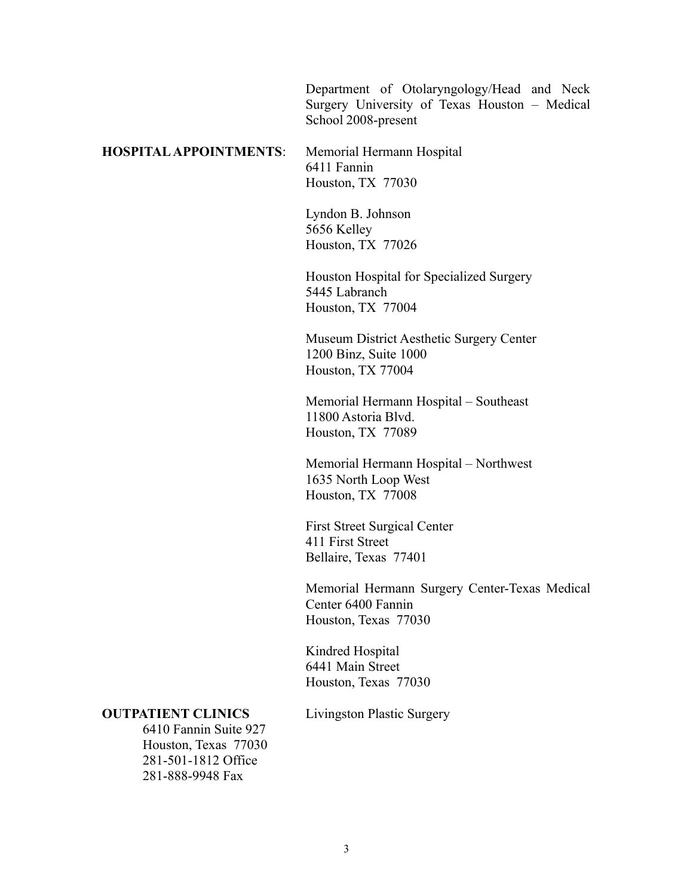Department of Otolaryngology/Head and Neck Surgery University of Texas Houston – Medical School 2008-present

**HOSPITAL APPOINTMENTS**:

Memorial Hermann Hospital
6411 Fannin
Houston, TX 77030

Lyndon B. Johnson
5656 Kelley
Houston, TX 77026

Houston Hospital for Specialized Surgery
5445 Labranch
Houston, TX 77004

Museum District Aesthetic Surgery Center
1200 Binz, Suite 1000
Houston, TX 77004

Memorial Hermann Hospital – Southeast
11800 Astoria Blvd.
Houston, TX 77089

Memorial Hermann Hospital – Northwest
1635 North Loop West
Houston, TX 77008

First Street Surgical Center
411 First Street
Bellaire, Texas 77401

Memorial Hermann Surgery Center-Texas Medical Center 6400 Fannin
Houston, Texas 77030

Kindred Hospital
6441 Main Street
Houston, Texas 77030

**OUTPATIENT CLINICS**

Livingston Plastic Surgery
6410 Fannin Suite 927
Houston, Texas 77030
281-501-1812 Office
281-888-9948 Fax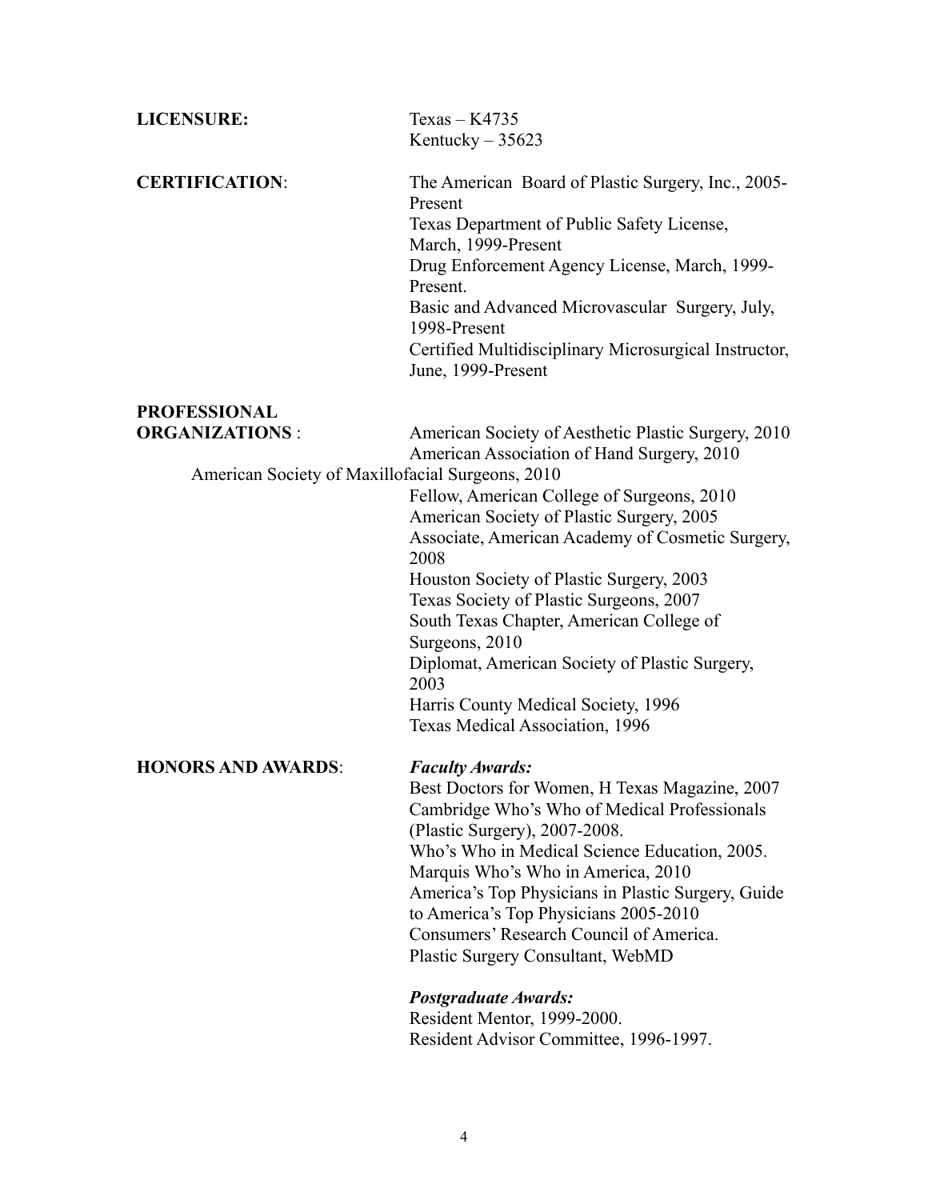**LICENSURE:**

Texas – K4735
Kentucky – 35623

**CERTIFICATION**:

The American Board of Plastic Surgery, Inc., 2005-Present
Texas Department of Public Safety License, March, 1999-Present
Drug Enforcement Agency License, March, 1999-Present.
Basic and Advanced Microvascular Surgery, July, 1998-Present
Certified Multidisciplinary Microsurgical Instructor, June, 1999-Present

**PROFESSIONAL ORGANIZATIONS** :

American Society of Aesthetic Plastic Surgery, 2010
American Association of Hand Surgery, 2010
American Society of Maxillofacial Surgeons, 2010
Fellow, American College of Surgeons, 2010
American Society of Plastic Surgery, 2005
Associate, American Academy of Cosmetic Surgery, 2008
Houston Society of Plastic Surgery, 2003
Texas Society of Plastic Surgeons, 2007
South Texas Chapter, American College of Surgeons, 2010
Diplomat, American Society of Plastic Surgery, 2003
Harris County Medical Society, 1996
Texas Medical Association, 1996

**HONORS AND AWARDS**:

***Faculty Awards:***

Best Doctors for Women, H Texas Magazine, 2007
Cambridge Who's Who of Medical Professionals (Plastic Surgery), 2007-2008.
Who's Who in Medical Science Education, 2005.
Marquis Who's Who in America, 2010
America's Top Physicians in Plastic Surgery, Guide to America's Top Physicians 2005-2010
Consumers' Research Council of America.
Plastic Surgery Consultant, WebMD

***Postgraduate Awards:***

Resident Mentor, 1999-2000.
Resident Advisor Committee, 1996-1997.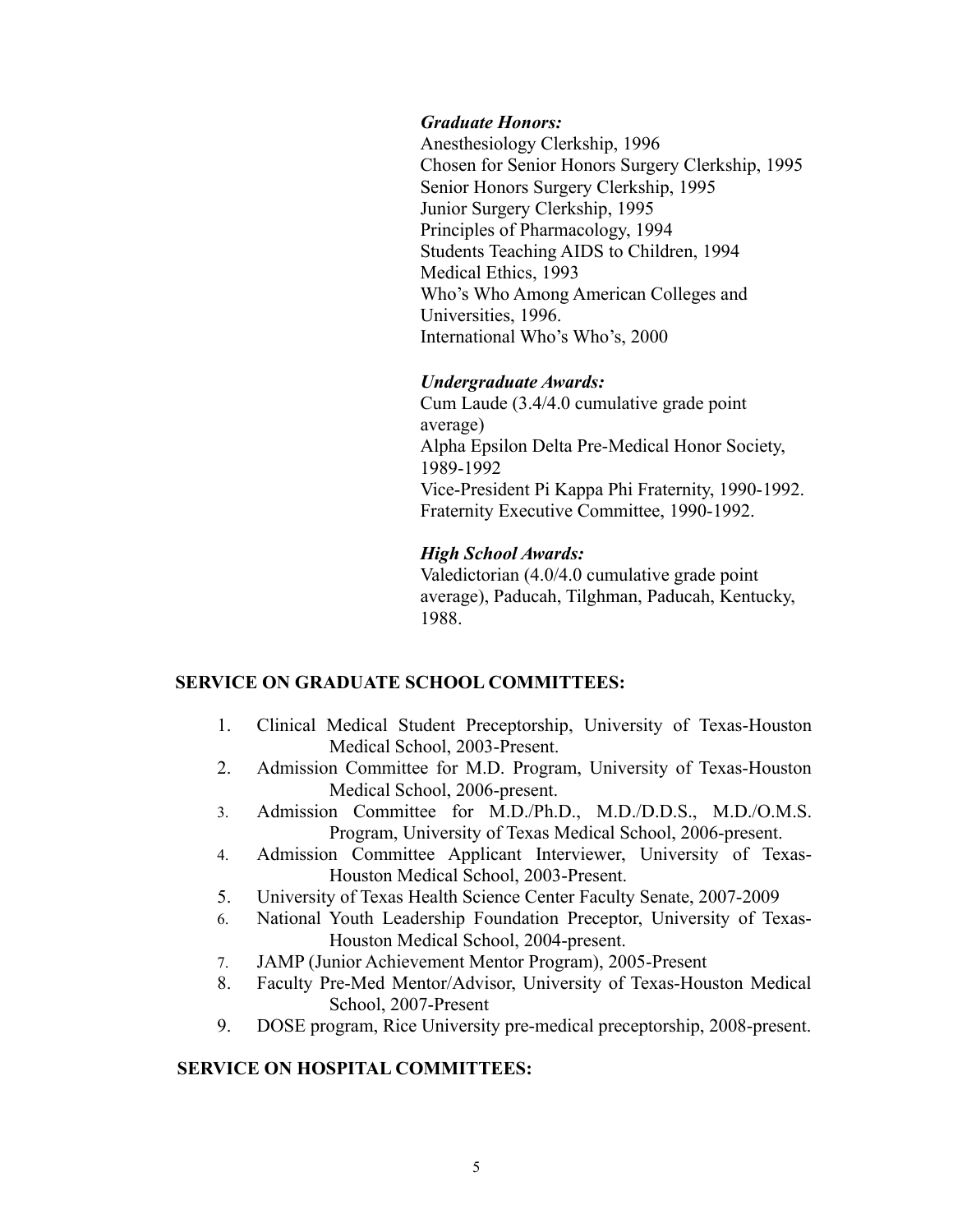***Graduate Honors:***

Anesthesiology Clerkship, 1996
Chosen for Senior Honors Surgery Clerkship, 1995
Senior Honors Surgery Clerkship, 1995
Junior Surgery Clerkship, 1995
Principles of Pharmacology, 1994
Students Teaching AIDS to Children, 1994
Medical Ethics, 1993
Who's Who Among American Colleges and Universities, 1996.
International Who's Who's, 2000

***Undergraduate Awards:***

Cum Laude (3.4/4.0 cumulative grade point average)
Alpha Epsilon Delta Pre-Medical Honor Society, 1989-1992
Vice-President Pi Kappa Phi Fraternity, 1990-1992.
Fraternity Executive Committee, 1990-1992.

***High School Awards:***

Valedictorian (4.0/4.0 cumulative grade point average), Paducah, Tilghman, Paducah, Kentucky, 1988.

## SERVICE ON GRADUATE SCHOOL COMMITTEES:

1. Clinical Medical Student Preceptorship, University of Texas-Houston Medical School, 2003-Present.
2. Admission Committee for M.D. Program, University of Texas-Houston Medical School, 2006-present.
3. Admission Committee for M.D./Ph.D., M.D./D.D.S., M.D./O.M.S. Program, University of Texas Medical School, 2006-present.
4. Admission Committee Applicant Interviewer, University of Texas-Houston Medical School, 2003-Present.
5. University of Texas Health Science Center Faculty Senate, 2007-2009
6. National Youth Leadership Foundation Preceptor, University of Texas-Houston Medical School, 2004-present.
7. JAMP (Junior Achievement Mentor Program), 2005-Present
8. Faculty Pre-Med Mentor/Advisor, University of Texas-Houston Medical School, 2007-Present
9. DOSE program, Rice University pre-medical preceptorship, 2008-present.

## SERVICE ON HOSPITAL COMMITTEES: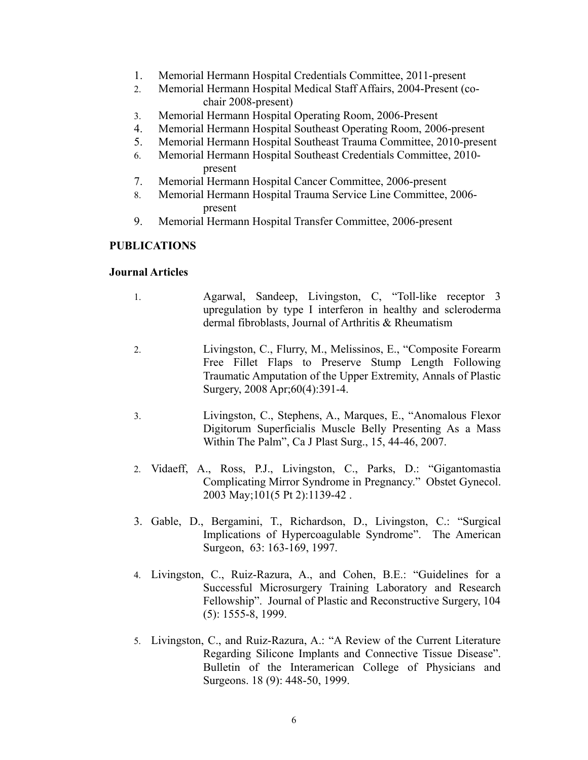1. Memorial Hermann Hospital Credentials Committee, 2011-present
2. Memorial Hermann Hospital Medical Staff Affairs, 2004-Present (co-chair 2008-present)
3. Memorial Hermann Hospital Operating Room, 2006-Present
4. Memorial Hermann Hospital Southeast Operating Room, 2006-present
5. Memorial Hermann Hospital Southeast Trauma Committee, 2010-present
6. Memorial Hermann Hospital Southeast Credentials Committee, 2010-present
7. Memorial Hermann Hospital Cancer Committee, 2006-present
8. Memorial Hermann Hospital Trauma Service Line Committee, 2006-present
9. Memorial Hermann Hospital Transfer Committee, 2006-present

**PUBLICATIONS**

**Journal Articles**

1. Agarwal, Sandeep, Livingston, C, "Toll-like receptor 3 upregulation by type I interferon in healthy and scleroderma dermal fibroblasts, Journal of Arthritis & Rheumatism

2. Livingston, C., Flurry, M., Melissinos, E., "Composite Forearm Free Fillet Flaps to Preserve Stump Length Following Traumatic Amputation of the Upper Extremity, Annals of Plastic Surgery, 2008 Apr;60(4):391-4.

3. Livingston, C., Stephens, A., Marques, E., "Anomalous Flexor Digitorum Superficialis Muscle Belly Presenting As a Mass Within The Palm", Ca J Plast Surg., 15, 44-46, 2007.

2. Vidaeff, A., Ross, P.J., Livingston, C., Parks, D.: "Gigantomastia Complicating Mirror Syndrome in Pregnancy." Obstet Gynecol. 2003 May;101(5 Pt 2):1139-42 .

3. Gable, D., Bergamini, T., Richardson, D., Livingston, C.: "Surgical Implications of Hypercoagulable Syndrome". The American Surgeon, 63: 163-169, 1997.

4. Livingston, C., Ruiz-Razura, A., and Cohen, B.E.: "Guidelines for a Successful Microsurgery Training Laboratory and Research Fellowship". Journal of Plastic and Reconstructive Surgery, 104 (5): 1555-8, 1999.

5. Livingston, C., and Ruiz-Razura, A.: "A Review of the Current Literature Regarding Silicone Implants and Connective Tissue Disease". Bulletin of the Interamerican College of Physicians and Surgeons. 18 (9): 448-50, 1999.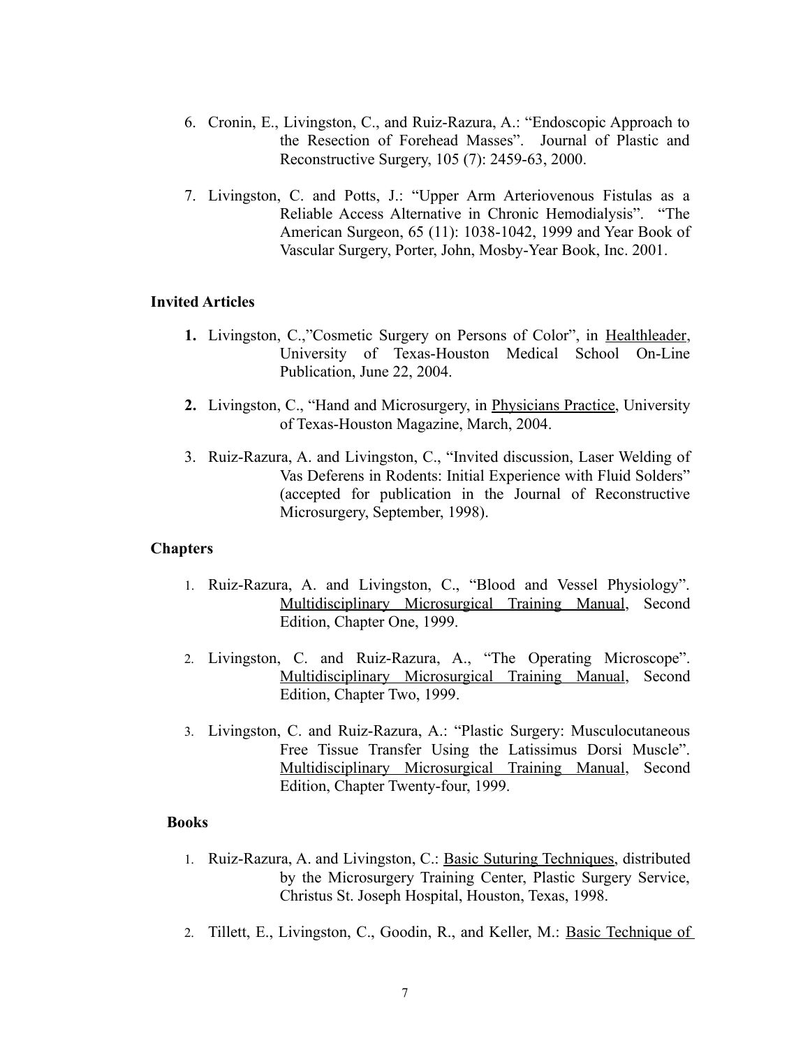6. Cronin, E., Livingston, C., and Ruiz-Razura, A.: "Endoscopic Approach to the Resection of Forehead Masses". Journal of Plastic and Reconstructive Surgery, 105 (7): 2459-63, 2000.

7. Livingston, C. and Potts, J.: "Upper Arm Arteriovenous Fistulas as a Reliable Access Alternative in Chronic Hemodialysis". "The American Surgeon, 65 (11): 1038-1042, 1999 and Year Book of Vascular Surgery, Porter, John, Mosby-Year Book, Inc. 2001.

## Invited Articles

1. Livingston, C.,"Cosmetic Surgery on Persons of Color", in Healthleader, University of Texas-Houston Medical School On-Line Publication, June 22, 2004.

2. Livingston, C., "Hand and Microsurgery, in Physicians Practice, University of Texas-Houston Magazine, March, 2004.

3. Ruiz-Razura, A. and Livingston, C., "Invited discussion, Laser Welding of Vas Deferens in Rodents: Initial Experience with Fluid Solders" (accepted for publication in the Journal of Reconstructive Microsurgery, September, 1998).

## Chapters

1. Ruiz-Razura, A. and Livingston, C., "Blood and Vessel Physiology". Multidisciplinary Microsurgical Training Manual, Second Edition, Chapter One, 1999.

2. Livingston, C. and Ruiz-Razura, A., "The Operating Microscope". Multidisciplinary Microsurgical Training Manual, Second Edition, Chapter Two, 1999.

3. Livingston, C. and Ruiz-Razura, A.: "Plastic Surgery: Musculocutaneous Free Tissue Transfer Using the Latissimus Dorsi Muscle". Multidisciplinary Microsurgical Training Manual, Second Edition, Chapter Twenty-four, 1999.

## Books

1. Ruiz-Razura, A. and Livingston, C.: Basic Suturing Techniques, distributed by the Microsurgery Training Center, Plastic Surgery Service, Christus St. Joseph Hospital, Houston, Texas, 1998.

2. Tillett, E., Livingston, C., Goodin, R., and Keller, M.: Basic Technique of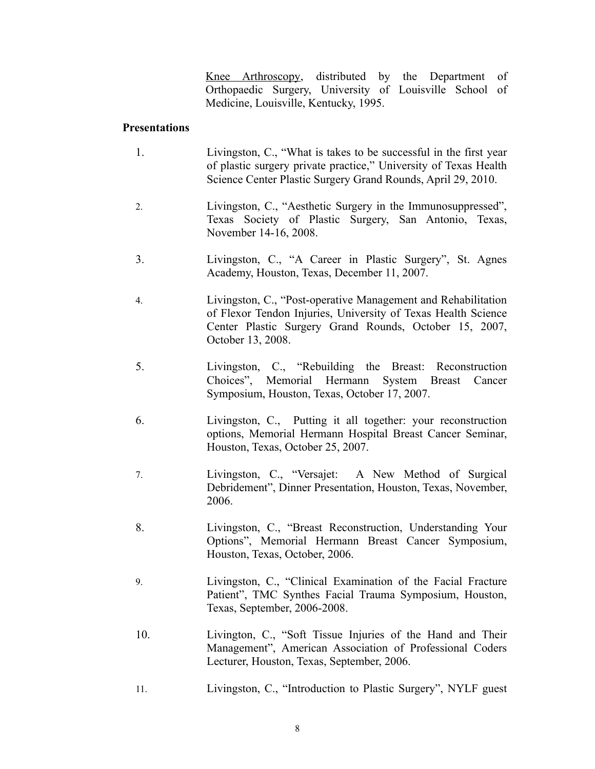Knee Arthroscopy, distributed by the Department of Orthopaedic Surgery, University of Louisville School of Medicine, Louisville, Kentucky, 1995.

**Presentations**

1. Livingston, C., "What is takes to be successful in the first year of plastic surgery private practice," University of Texas Health Science Center Plastic Surgery Grand Rounds, April 29, 2010.

2. Livingston, C., "Aesthetic Surgery in the Immunosuppressed", Texas Society of Plastic Surgery, San Antonio, Texas, November 14-16, 2008.

3. Livingston, C., "A Career in Plastic Surgery", St. Agnes Academy, Houston, Texas, December 11, 2007.

4. Livingston, C., "Post-operative Management and Rehabilitation of Flexor Tendon Injuries, University of Texas Health Science Center Plastic Surgery Grand Rounds, October 15, 2007, October 13, 2008.

5. Livingston, C., "Rebuilding the Breast: Reconstruction Choices", Memorial Hermann System Breast Cancer Symposium, Houston, Texas, October 17, 2007.

6. Livingston, C., Putting it all together: your reconstruction options, Memorial Hermann Hospital Breast Cancer Seminar, Houston, Texas, October 25, 2007.

7. Livingston, C., "Versajet: A New Method of Surgical Debridement", Dinner Presentation, Houston, Texas, November, 2006.

8. Livingston, C., "Breast Reconstruction, Understanding Your Options", Memorial Hermann Breast Cancer Symposium, Houston, Texas, October, 2006.

9. Livingston, C., "Clinical Examination of the Facial Fracture Patient", TMC Synthes Facial Trauma Symposium, Houston, Texas, September, 2006-2008.

10. Livington, C., "Soft Tissue Injuries of the Hand and Their Management", American Association of Professional Coders Lecturer, Houston, Texas, September, 2006.

11. Livingston, C., "Introduction to Plastic Surgery", NYLF guest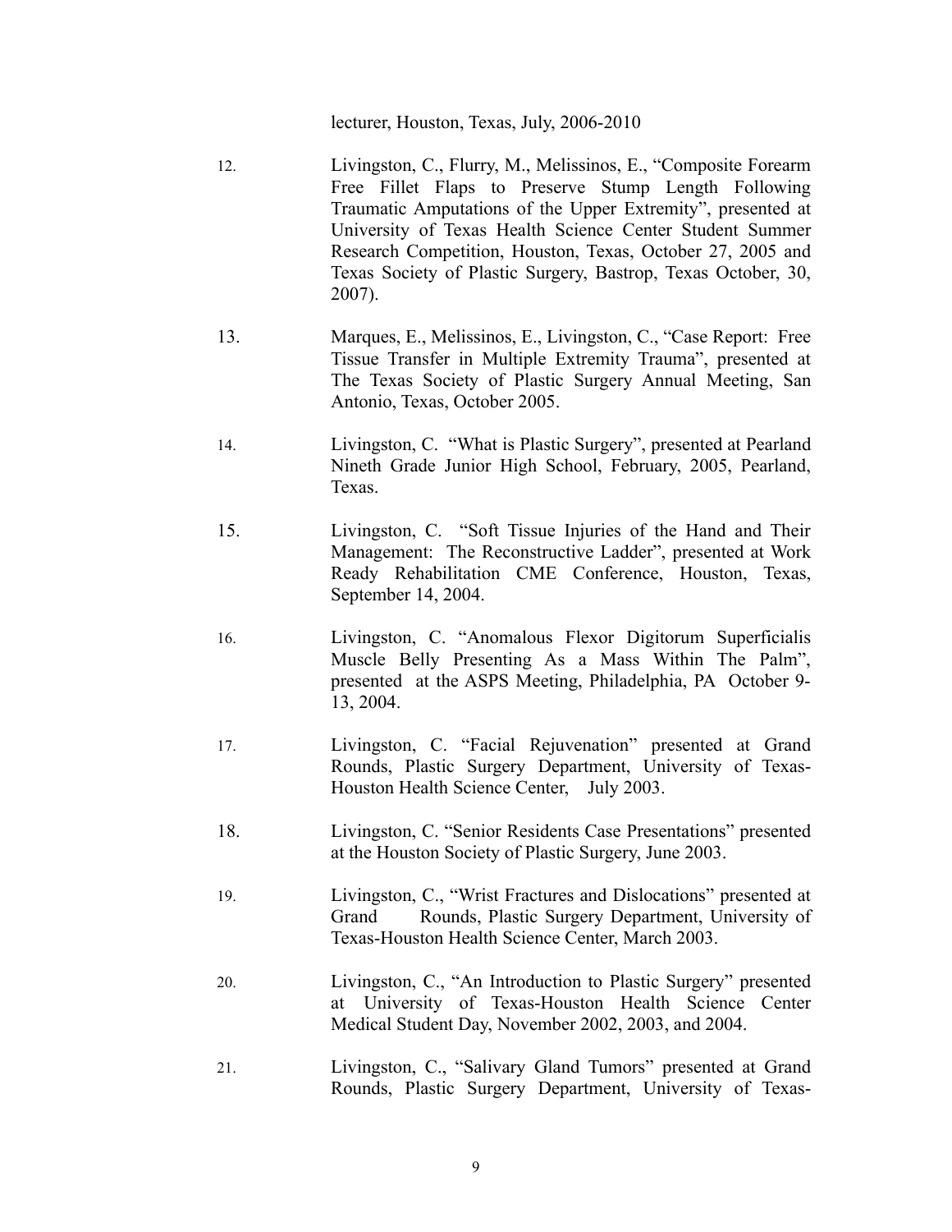lecturer, Houston, Texas, July, 2006-2010

12. Livingston, C., Flurry, M., Melissinos, E., “Composite Forearm Free Fillet Flaps to Preserve Stump Length Following Traumatic Amputations of the Upper Extremity”, presented at University of Texas Health Science Center Student Summer Research Competition, Houston, Texas, October 27, 2005 and Texas Society of Plastic Surgery, Bastrop, Texas October, 30, 2007).

13. Marques, E., Melissinos, E., Livingston, C., “Case Report: Free Tissue Transfer in Multiple Extremity Trauma”, presented at The Texas Society of Plastic Surgery Annual Meeting, San Antonio, Texas, October 2005.

14. Livingston, C. “What is Plastic Surgery”, presented at Pearland Nineth Grade Junior High School, February, 2005, Pearland, Texas.

15. Livingston, C. “Soft Tissue Injuries of the Hand and Their Management: The Reconstructive Ladder”, presented at Work Ready Rehabilitation CME Conference, Houston, Texas, September 14, 2004.

16. Livingston, C. “Anomalous Flexor Digitorum Superficialis Muscle Belly Presenting As a Mass Within The Palm”, presented at the ASPS Meeting, Philadelphia, PA October 9-13, 2004.

17. Livingston, C. “Facial Rejuvenation” presented at Grand Rounds, Plastic Surgery Department, University of Texas-Houston Health Science Center, July 2003.

18. Livingston, C. “Senior Residents Case Presentations” presented at the Houston Society of Plastic Surgery, June 2003.

19. Livingston, C., “Wrist Fractures and Dislocations” presented at Grand Rounds, Plastic Surgery Department, University of Texas-Houston Health Science Center, March 2003.

20. Livingston, C., “An Introduction to Plastic Surgery” presented at University of Texas-Houston Health Science Center Medical Student Day, November 2002, 2003, and 2004.

21. Livingston, C., “Salivary Gland Tumors” presented at Grand Rounds, Plastic Surgery Department, University of Texas-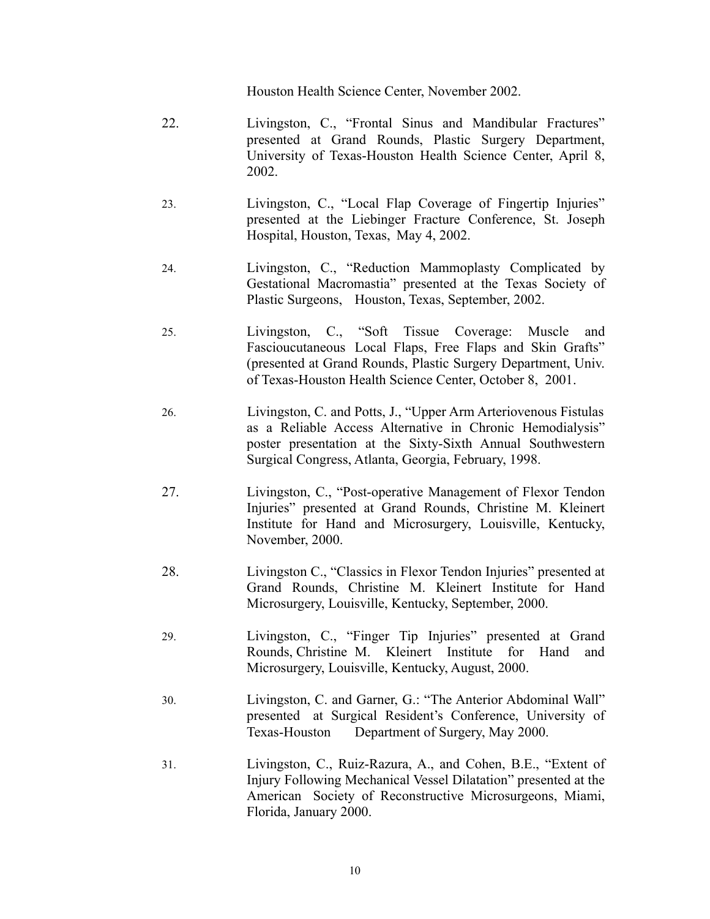Houston Health Science Center, November 2002.

22. Livingston, C., "Frontal Sinus and Mandibular Fractures" presented at Grand Rounds, Plastic Surgery Department, University of Texas-Houston Health Science Center, April 8, 2002.

23. Livingston, C., "Local Flap Coverage of Fingertip Injuries" presented at the Liebinger Fracture Conference, St. Joseph Hospital, Houston, Texas, May 4, 2002.

24. Livingston, C., "Reduction Mammoplasty Complicated by Gestational Macromastia" presented at the Texas Society of Plastic Surgeons, Houston, Texas, September, 2002.

25. Livingston, C., "Soft Tissue Coverage: Muscle and Fascioucutaneous Local Flaps, Free Flaps and Skin Grafts" (presented at Grand Rounds, Plastic Surgery Department, Univ. of Texas-Houston Health Science Center, October 8, 2001.

26. Livingston, C. and Potts, J., "Upper Arm Arteriovenous Fistulas as a Reliable Access Alternative in Chronic Hemodialysis" poster presentation at the Sixty-Sixth Annual Southwestern Surgical Congress, Atlanta, Georgia, February, 1998.

27. Livingston, C., "Post-operative Management of Flexor Tendon Injuries" presented at Grand Rounds, Christine M. Kleinert Institute for Hand and Microsurgery, Louisville, Kentucky, November, 2000.

28. Livingston C., "Classics in Flexor Tendon Injuries" presented at Grand Rounds, Christine M. Kleinert Institute for Hand Microsurgery, Louisville, Kentucky, September, 2000.

29. Livingston, C., "Finger Tip Injuries" presented at Grand Rounds, Christine M. Kleinert Institute for Hand and Microsurgery, Louisville, Kentucky, August, 2000.

30. Livingston, C. and Garner, G.: "The Anterior Abdominal Wall" presented at Surgical Resident's Conference, University of Texas-Houston Department of Surgery, May 2000.

31. Livingston, C., Ruiz-Razura, A., and Cohen, B.E., "Extent of Injury Following Mechanical Vessel Dilatation" presented at the American Society of Reconstructive Microsurgeons, Miami, Florida, January 2000.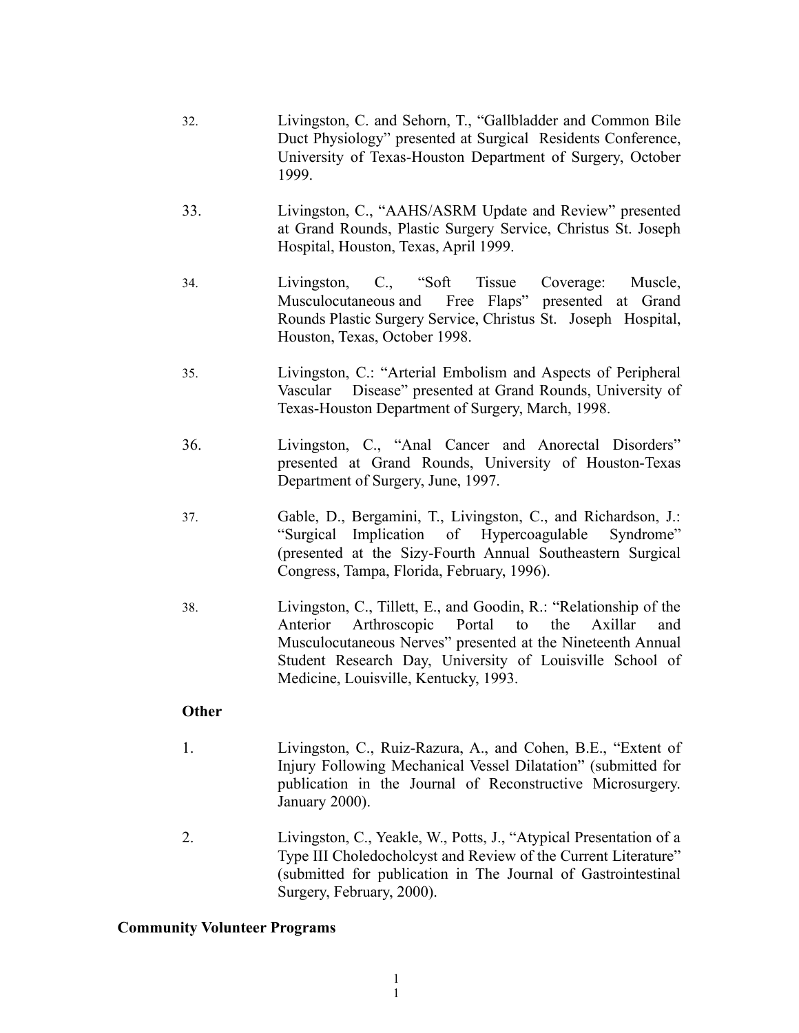32. Livingston, C. and Sehorn, T., “Gallbladder and Common Bile Duct Physiology” presented at Surgical Residents Conference, University of Texas-Houston Department of Surgery, October 1999.

33. Livingston, C., “AAHS/ASRM Update and Review” presented at Grand Rounds, Plastic Surgery Service, Christus St. Joseph Hospital, Houston, Texas, April 1999.

34. Livingston, C., “Soft Tissue Coverage: Muscle, Musculocutaneous and Free Flaps” presented at Grand Rounds Plastic Surgery Service, Christus St. Joseph Hospital, Houston, Texas, October 1998.

35. Livingston, C.: “Arterial Embolism and Aspects of Peripheral Vascular Disease” presented at Grand Rounds, University of Texas-Houston Department of Surgery, March, 1998.

36. Livingston, C., “Anal Cancer and Anorectal Disorders” presented at Grand Rounds, University of Houston-Texas Department of Surgery, June, 1997.

37. Gable, D., Bergamini, T., Livingston, C., and Richardson, J.: “Surgical Implication of Hypercoagulable Syndrome” (presented at the Sizy-Fourth Annual Southeastern Surgical Congress, Tampa, Florida, February, 1996).

38. Livingston, C., Tillett, E., and Goodin, R.: “Relationship of the Anterior Arthroscopic Portal to the Axillar and Musculocutaneous Nerves” presented at the Nineteenth Annual Student Research Day, University of Louisville School of Medicine, Louisville, Kentucky, 1993.

**Other**

1. Livingston, C., Ruiz-Razura, A., and Cohen, B.E., “Extent of Injury Following Mechanical Vessel Dilatation” (submitted for publication in the Journal of Reconstructive Microsurgery. January 2000).

2. Livingston, C., Yeakle, W., Potts, J., “Atypical Presentation of a Type III Choledocholcyst and Review of the Current Literature” (submitted for publication in The Journal of Gastrointestinal Surgery, February, 2000).

**Community Volunteer Programs**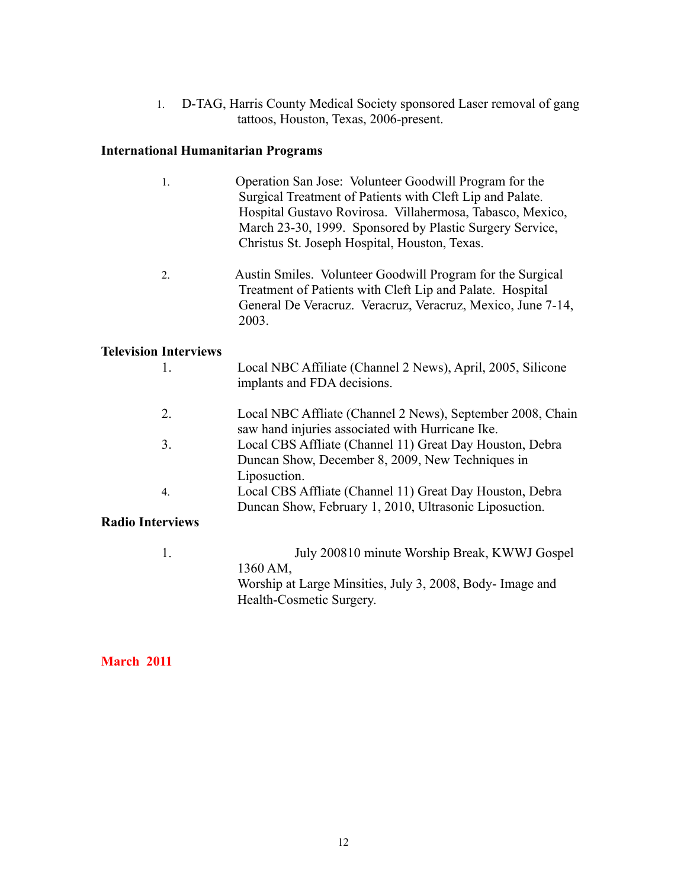1. D-TAG, Harris County Medical Society sponsored Laser removal of gang tattoos, Houston, Texas, 2006-present.

**International Humanitarian Programs**

1. Operation San Jose: Volunteer Goodwill Program for the Surgical Treatment of Patients with Cleft Lip and Palate. Hospital Gustavo Rovirosa. Villahermosa, Tabasco, Mexico, March 23-30, 1999. Sponsored by Plastic Surgery Service, Christus St. Joseph Hospital, Houston, Texas.

2. Austin Smiles. Volunteer Goodwill Program for the Surgical Treatment of Patients with Cleft Lip and Palate. Hospital General De Veracruz. Veracruz, Veracruz, Mexico, June 7-14, 2003.

**Television Interviews**

1. Local NBC Affiliate (Channel 2 News), April, 2005, Silicone implants and FDA decisions.

2. Local NBC Affliate (Channel 2 News), September 2008, Chain saw hand injuries associated with Hurricane Ike.
3. Local CBS Affliate (Channel 11) Great Day Houston, Debra Duncan Show, December 8, 2009, New Techniques in Liposuction.
4. Local CBS Affliate (Channel 11) Great Day Houston, Debra Duncan Show, February 1, 2010, Ultrasonic Liposuction.

**Radio Interviews**

1. July 200810 minute Worship Break, KWWJ Gospel 1360 AM,
   Worship at Large Minsities, July 3, 2008, Body- Image and Health-Cosmetic Surgery.

**March 2011**